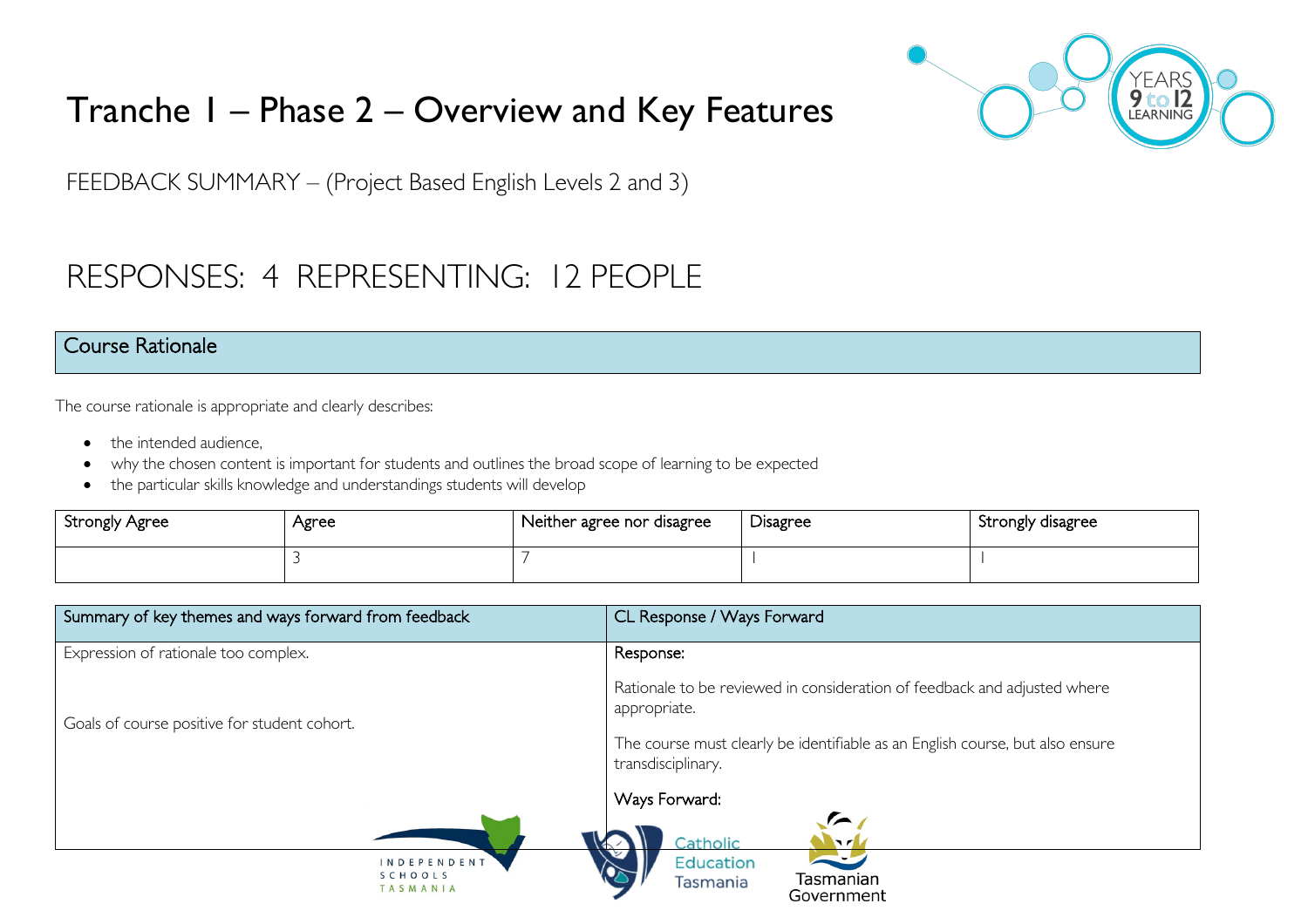# Tranche 1 – Phase 2 – Overview and Key Features

FEEDBACK SUMMARY – (Project Based English Levels 2 and 3)

## RESPONSES: 4 REPRESENTING: 12 PEOPLE

### Course Rationale

The course rationale is appropriate and clearly describes:

- the intended audience,
- why the chosen content is important for students and outlines the broad scope of learning to be expected
- the particular skills knowledge and understandings students will develop

| Strongly Agree | Agree | Neither agree nor disagree | Disagree | Strongly disagree |
|---|---|---|---|---|
| | 3 | 7 | 1 | 1 |

| Summary of key themes and ways forward from feedback | CL Response / Ways Forward |
|---|---|
| Expression of rationale too complex.<br><br>Goals of course positive for student cohort. | Response:<br><br>Rationale to be reviewed in consideration of feedback and adjusted where appropriate.<br><br>The course must clearly be identifiable as an English course, but also ensure transdisciplinary.<br><br>Ways Forward: |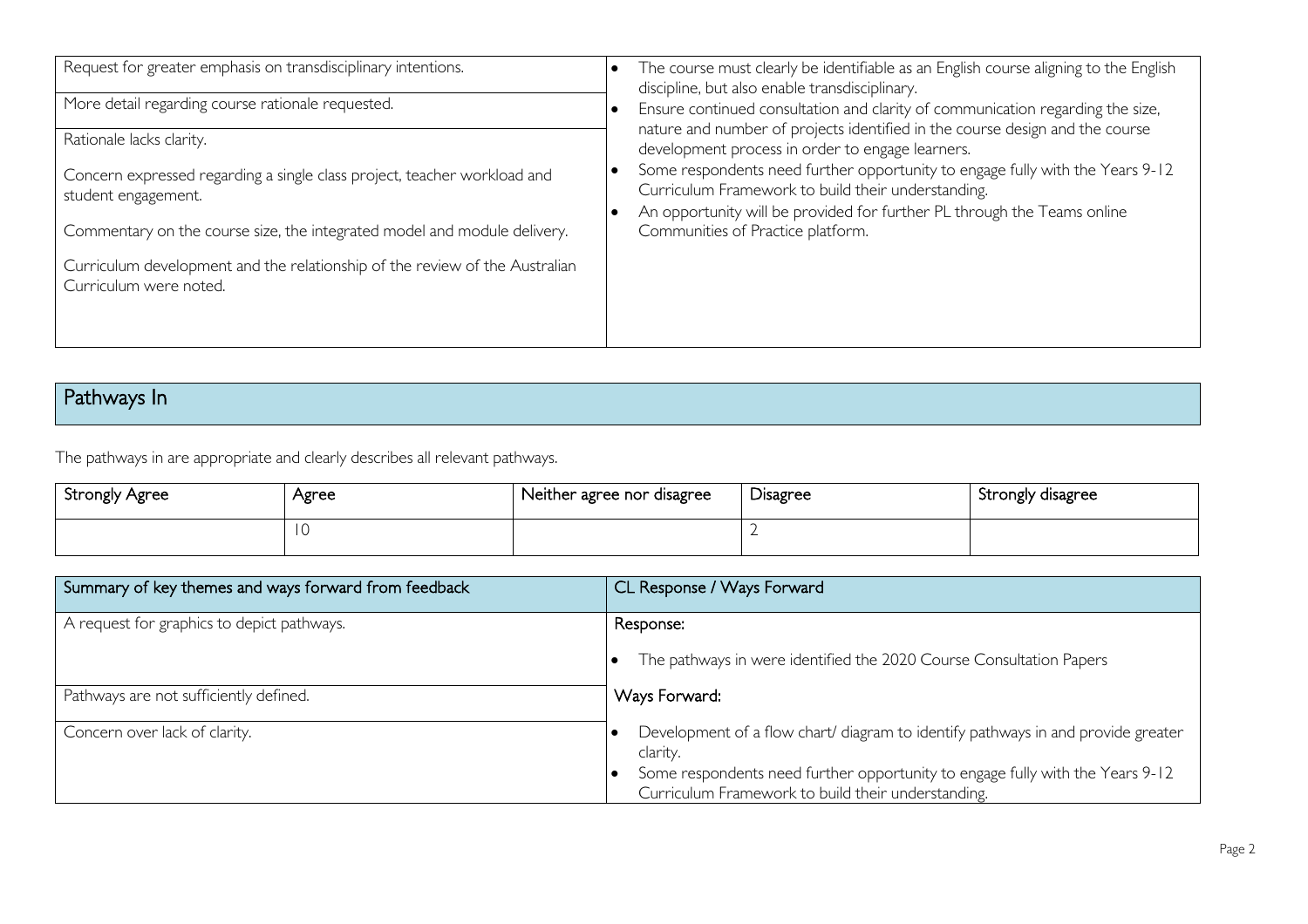| | |
|---|---|
| Request for greater emphasis on transdisciplinary intentions. | • The course must clearly be identifiable as an English course aligning to the English discipline, but also enable transdisciplinary. • Ensure continued consultation and clarity of communication regarding the size, nature and number of projects identified in the course design and the course development process in order to engage learners. • Some respondents need further opportunity to engage fully with the Years 9-12 Curriculum Framework to build their understanding. • An opportunity will be provided for further PL through the Teams online Communities of Practice platform. |
| More detail regarding course rationale requested. | |
| Rationale lacks clarity. Concern expressed regarding a single class project, teacher workload and student engagement. Commentary on the course size, the integrated model and module delivery. Curriculum development and the relationship of the review of the Australian Curriculum were noted. | |

## Pathways In

The pathways in are appropriate and clearly describes all relevant pathways.

| Strongly Agree | Agree | Neither agree nor disagree | Disagree | Strongly disagree |
|---|---|---|---|---|
| | 10 | | 2 | |

| Summary of key themes and ways forward from feedback | CL Response / Ways Forward |
|---|---|
| A request for graphics to depict pathways. | **Response:** • The pathways in were identified the 2020 Course Consultation Papers |
| Pathways are not sufficiently defined. | **Ways Forward:** |
| Concern over lack of clarity. | • Development of a flow chart/ diagram to identify pathways in and provide greater clarity. • Some respondents need further opportunity to engage fully with the Years 9-12 Curriculum Framework to build their understanding. |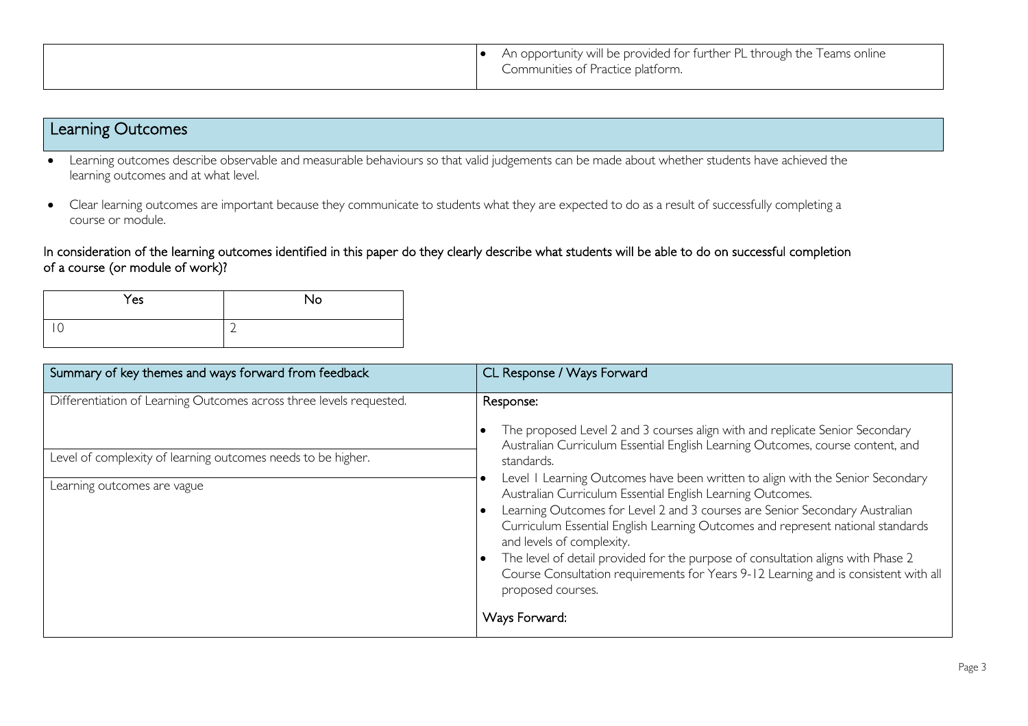| | • An opportunity will be provided for further PL through the Teams online Communities of Practice platform. |
|---|---|

## Learning Outcomes

- Learning outcomes describe observable and measurable behaviours so that valid judgements can be made about whether students have achieved the learning outcomes and at what level.
- Clear learning outcomes are important because they communicate to students what they are expected to do as a result of successfully completing a course or module.

In consideration of the learning outcomes identified in this paper do they clearly describe what students will be able to do on successful completion of a course (or module of work)?

| Yes | No |
|---|---|
| 10 | 2 |

| Summary of key themes and ways forward from feedback | CL Response / Ways Forward |
|---|---|
| Differentiation of Learning Outcomes across three levels requested.<br><br>Level of complexity of learning outcomes needs to be higher.<br><br>Learning outcomes are vague | Response:<br>• The proposed Level 2 and 3 courses align with and replicate Senior Secondary Australian Curriculum Essential English Learning Outcomes, course content, and standards.<br>• Level 1 Learning Outcomes have been written to align with the Senior Secondary Australian Curriculum Essential English Learning Outcomes.<br>• Learning Outcomes for Level 2 and 3 courses are Senior Secondary Australian Curriculum Essential English Learning Outcomes and represent national standards and levels of complexity.<br>• The level of detail provided for the purpose of consultation aligns with Phase 2 Course Consultation requirements for Years 9-12 Learning and is consistent with all proposed courses.<br><br>Ways Forward: |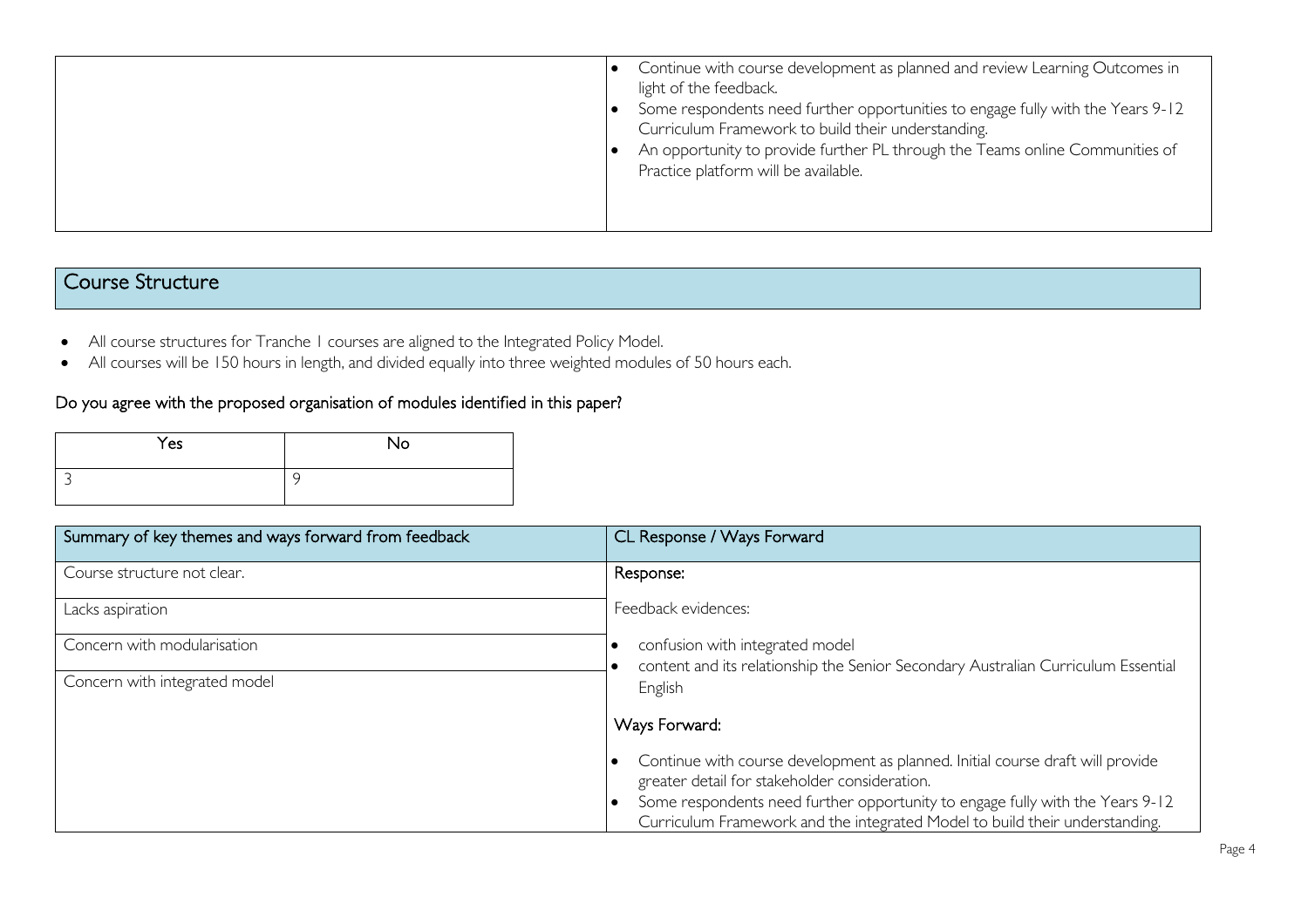|  |  |
|---|---|
|  | • Continue with course development as planned and review Learning Outcomes in light of the feedback.<br>• Some respondents need further opportunities to engage fully with the Years 9-12 Curriculum Framework to build their understanding.<br>• An opportunity to provide further PL through the Teams online Communities of Practice platform will be available. |

## Course Structure

- All course structures for Tranche 1 courses are aligned to the Integrated Policy Model.
- All courses will be 150 hours in length, and divided equally into three weighted modules of 50 hours each.

### Do you agree with the proposed organisation of modules identified in this paper?

| Yes | No |
|---|---|
| 3 | 9 |

| Summary of key themes and ways forward from feedback | CL Response / Ways Forward |
|---|---|
| Course structure not clear.<br><br>Lacks aspiration<br><br>Concern with modularisation<br><br>Concern with integrated model | **Response:**<br><br>Feedback evidences:<br>• confusion with integrated model<br>• content and its relationship the Senior Secondary Australian Curriculum Essential English<br><br>**Ways Forward:**<br>• Continue with course development as planned. Initial course draft will provide greater detail for stakeholder consideration.<br>• Some respondents need further opportunity to engage fully with the Years 9-12 Curriculum Framework and the integrated Model to build their understanding. |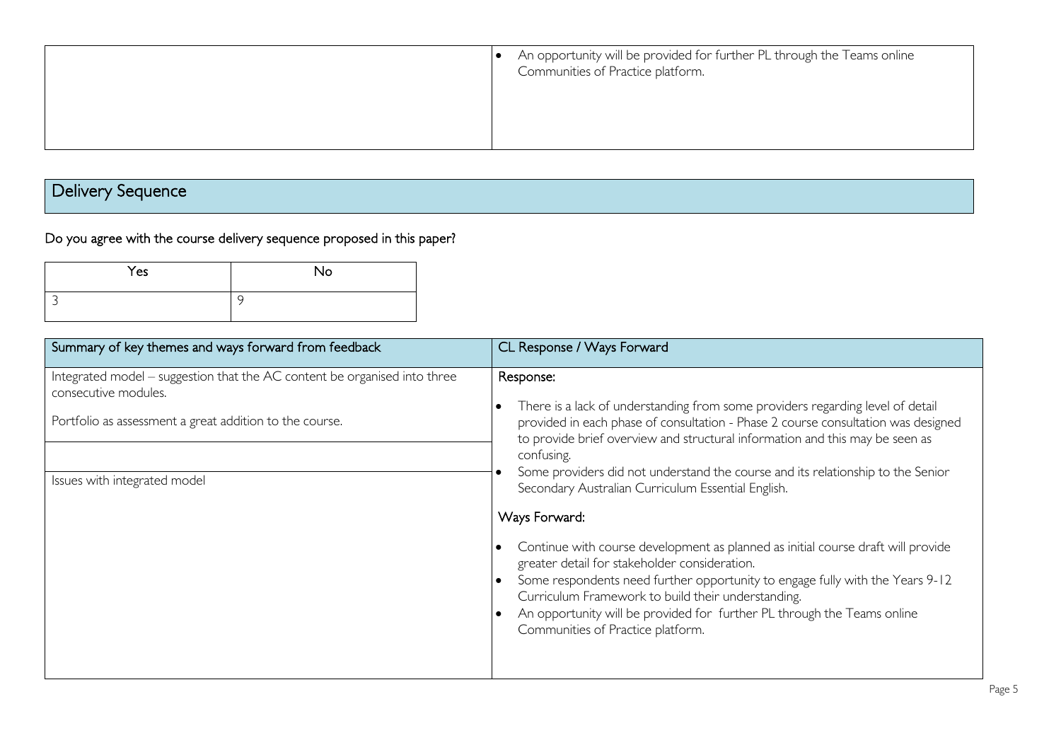| | |
|---|---|
| | • An opportunity will be provided for further PL through the Teams online Communities of Practice platform. |

## Delivery Sequence

### Do you agree with the course delivery sequence proposed in this paper?

| Yes | No |
|---|---|
| 3 | 9 |

| Summary of key themes and ways forward from feedback | CL Response / Ways Forward |
|---|---|
| Integrated model – suggestion that the AC content be organised into three consecutive modules.<br><br>Portfolio as assessment a great addition to the course.<br><br>Issues with integrated model | **Response:**<br>• There is a lack of understanding from some providers regarding level of detail provided in each phase of consultation - Phase 2 course consultation was designed to provide brief overview and structural information and this may be seen as confusing.<br>• Some providers did not understand the course and its relationship to the Senior Secondary Australian Curriculum Essential English.<br><br>**Ways Forward:**<br>• Continue with course development as planned as initial course draft will provide greater detail for stakeholder consideration.<br>• Some respondents need further opportunity to engage fully with the Years 9-12 Curriculum Framework to build their understanding.<br>• An opportunity will be provided for further PL through the Teams online Communities of Practice platform. |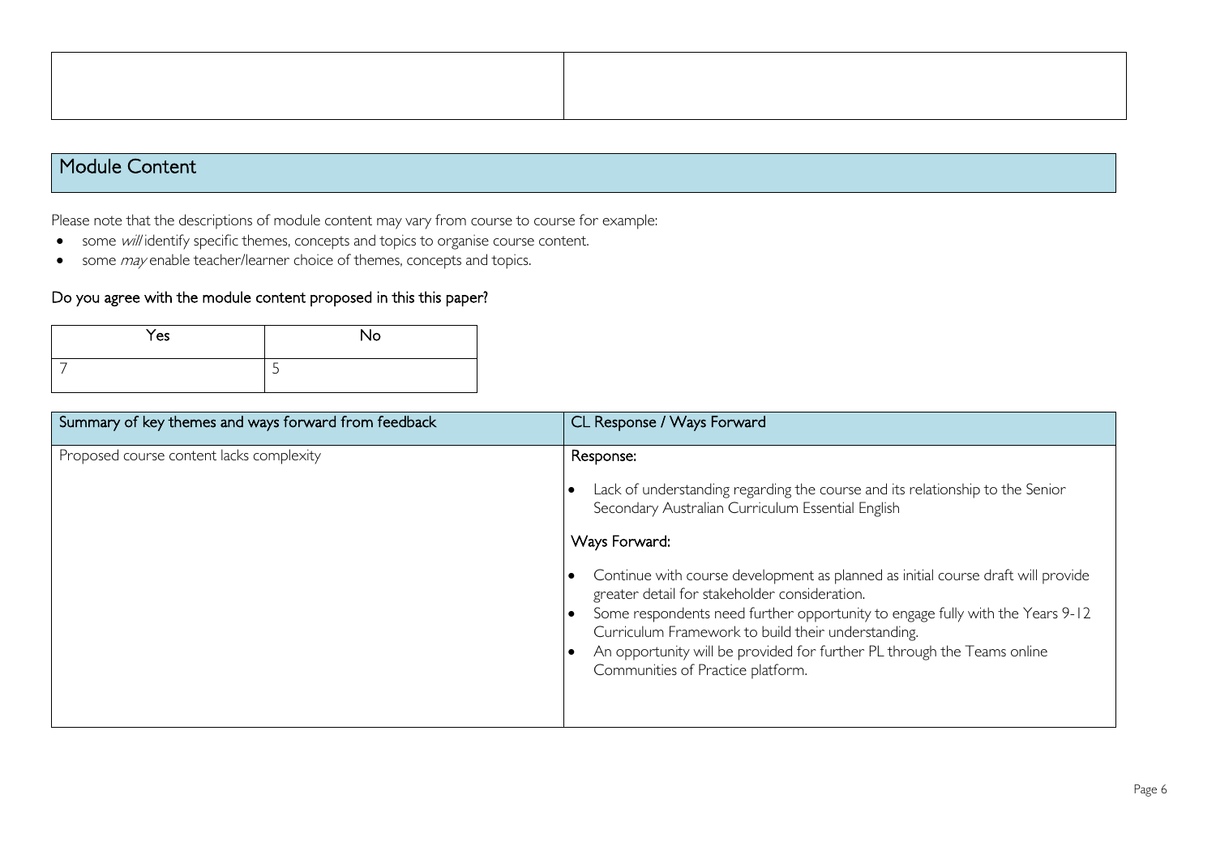| | |
|---|---|
| | |

## Module Content

Please note that the descriptions of module content may vary from course to course for example:

- some *will* identify specific themes, concepts and topics to organise course content.
- some *may* enable teacher/learner choice of themes, concepts and topics.

### Do you agree with the module content proposed in this this paper?

| Yes | No |
|---|---|
| 7 | 5 |

| Summary of key themes and ways forward from feedback | CL Response / Ways Forward |
|---|---|
| Proposed course content lacks complexity | Response:<br><br>• Lack of understanding regarding the course and its relationship to the Senior Secondary Australian Curriculum Essential English<br><br>Ways Forward:<br><br>• Continue with course development as planned as initial course draft will provide greater detail for stakeholder consideration.<br>• Some respondents need further opportunity to engage fully with the Years 9-12 Curriculum Framework to build their understanding.<br>• An opportunity will be provided for further PL through the Teams online Communities of Practice platform. |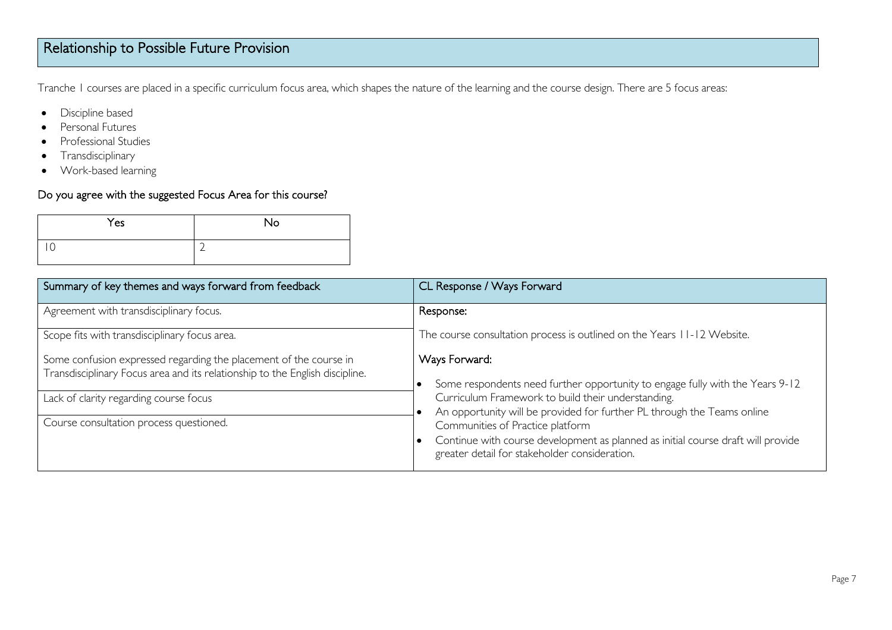## Relationship to Possible Future Provision

Tranche 1 courses are placed in a specific curriculum focus area, which shapes the nature of the learning and the course design. There are 5 focus areas:

- Discipline based
- Personal Futures
- Professional Studies
- Transdisciplinary
- Work-based learning

### Do you agree with the suggested Focus Area for this course?

| Yes | No |
|---|---|
| 10 | 2 |

| Summary of key themes and ways forward from feedback | CL Response / Ways Forward |
|---|---|
| Agreement with transdisciplinary focus. | **Response:**<br>The course consultation process is outlined on the Years 11-12 Website.<br>**Ways Forward:**<br>• Some respondents need further opportunity to engage fully with the Years 9-12 Curriculum Framework to build their understanding.<br>• An opportunity will be provided for further PL through the Teams online Communities of Practice platform<br>• Continue with course development as planned as initial course draft will provide greater detail for stakeholder consideration. |
| Scope fits with transdisciplinary focus area.<br>Some confusion expressed regarding the placement of the course in Transdisciplinary Focus area and its relationship to the English discipline. | |
| Lack of clarity regarding course focus | |
| Course consultation process questioned. | |